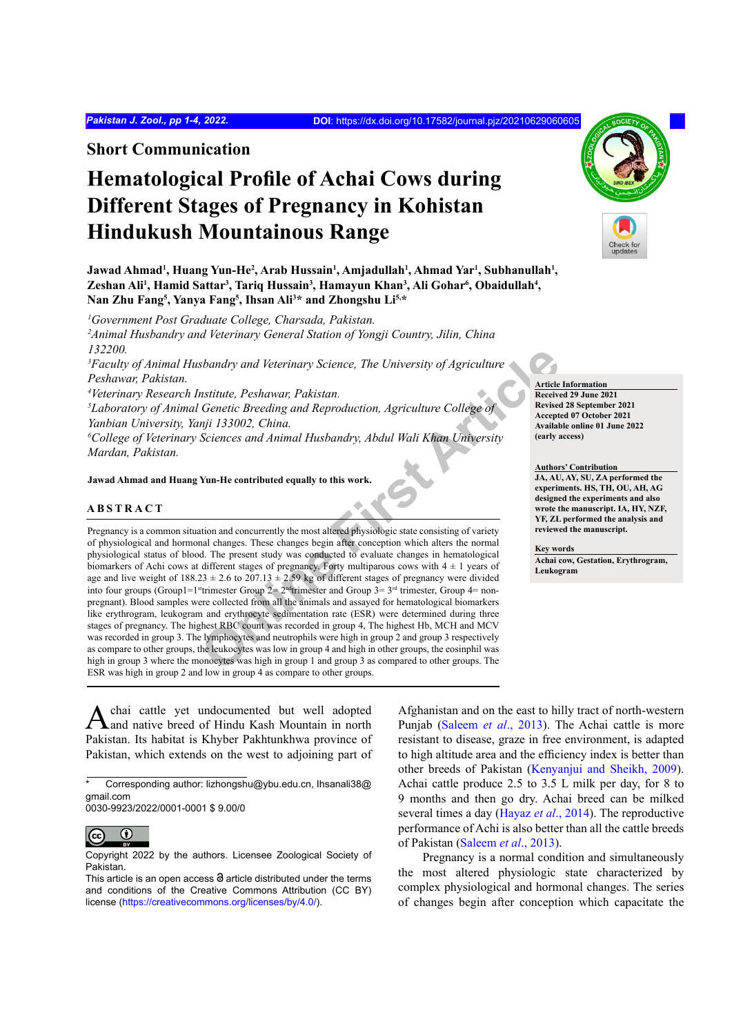Short Communication

# Hematological Profile of Achai Cows during Different Stages of Pregnancy in Kohistan Hindukush Mountainous Range

**Jawad Ahmad[1], Huang Yun-He[2], Arab Hussain[1], Amjadullah[1], Ahmad Yar[1], Subhanullah[1], Zeshan Ali[1], Hamid Sattar[3], Tariq Hussain[3], Hamayun Khan[3], Ali Gohar[6], Obaidullah[4], Nan Zhu Fang[5], Yanya Fang[5], Ihsan Ali[3]* and Zhongshu Li[5,]***

*[1]Government Post Graduate College, Charsada, Pakistan.*
*[2]Animal Husbandry and Veterinary General Station of Yongji Country, Jilin, China 132200.*
*[3]Faculty of Animal Husbandry and Veterinary Science, The University of Agriculture Peshawar, Pakistan.*
*[4]Veterinary Research Institute, Peshawar, Pakistan.*
*[5]Laboratory of Animal Genetic Breeding and Reproduction, Agriculture College of Yanbian University, Yanji 133002, China.*
*[6]College of Veterinary Sciences and Animal Husbandry, Abdul Wali Khan University Mardan, Pakistan.*

**Jawad Ahmad and Huang Yun-He contributed equally to this work.**

**Article Information**
**Received 29 June 2021**
**Revised 28 September 2021**
**Accepted 07 October 2021**
**Available online 01 June 2022 (early access)**

**Authors' Contribution**
**JA, AU, AY, SU, ZA performed the experiments. HS, TH, OU, AH, AG designed the experiments and also wrote the manuscript. IA, HY, NZF, YF, ZL performed the analysis and reviewed the manuscript.**

**Key words**
**Achai cow, Gestation, Erythrogram, Leukogram**

## ABSTRACT

Pregnancy is a common situation and concurrently the most altered physiologic state consisting of variety of physiological and hormonal changes. These changes begin after conception which alters the normal physiological status of blood. The present study was conducted to evaluate changes in hematological biomarkers of Achi cows at different stages of pregnancy. Forty multiparous cows with 4 ± 1 years of age and live weight of 188.23 ± 2.6 to 207.13 ± 2.59 kg of different stages of pregnancy were divided into four groups (Group1=1st trimester Group 2= 2nd trimester and Group 3= 3rd trimester, Group 4= non-pregnant). Blood samples were collected from all the animals and assayed for hematological biomarkers like erythrogram, leukogram and erythrocyte sedimentation rate (ESR) were determined during three stages of pregnancy. The highest RBC count was recorded in group 4, The highest Hb, MCH and MCV was recorded in group 3. The lymphocytes and neutrophils were high in group 2 and group 3 respectively as compare to other groups, the leukocytes was low in group 4 and high in other groups, the eosinphil was high in group 3 where the monocytes was high in group 1 and group 3 as compared to other groups. The ESR was high in group 2 and low in group 4 as compare to other groups.

Achai cattle yet undocumented but well adopted and native breed of Hindu Kash Mountain in north Pakistan. Its habitat is Khyber Pakhtunkhwa province of Pakistan, which extends on the west to adjoining part of Afghanistan and on the east to hilly tract of north-western Punjab (Saleem *et al*., 2013). The Achai cattle is more resistant to disease, graze in free environment, is adapted to high altitude area and the efficiency index is better than other breeds of Pakistan (Kenyanjui and Sheikh, 2009). Achai cattle produce 2.5 to 3.5 L milk per day, for 8 to 9 months and then go dry. Achai breed can be milked several times a day (Hayaz *et al*., 2014). The reproductive performance of Achi is also better than all the cattle breeds of Pakistan (Saleem *et al*., 2013).

Pregnancy is a normal condition and simultaneously the most altered physiologic state characterized by complex physiological and hormonal changes. The series of changes begin after conception which capacitate the

\* Corresponding author: lizhongshu@ybu.edu.cn, Ihsanali38@gmail.com
0030-9923/2022/0001-0001 $ 9.00/0

Copyright 2022 by the authors. Licensee Zoological Society of Pakistan.
This article is an open access article distributed under the terms and conditions of the Creative Commons Attribution (CC BY) license (https://creativecommons.org/licenses/by/4.0/).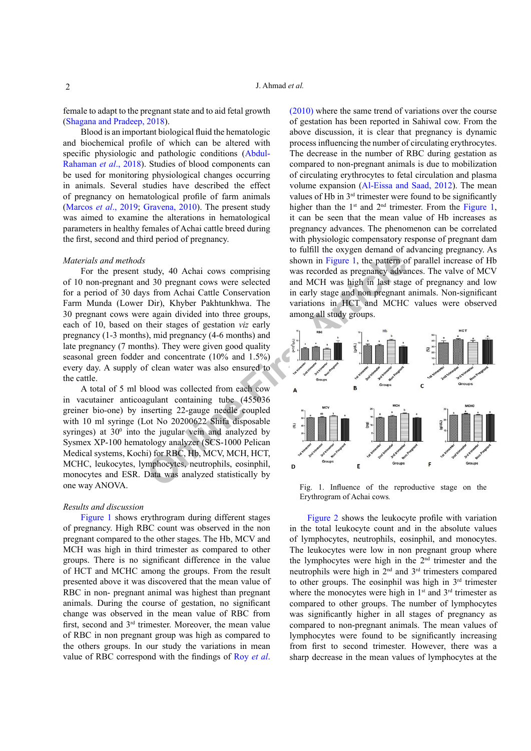female to adapt to the pregnant state and to aid fetal growth (Shagana and Pradeep, 2018).

Blood is an important biological fluid the hematologic and biochemical profile of which can be altered with specific physiologic and pathologic conditions (Abdul-Rahaman *et al*., 2018). Studies of blood components can be used for monitoring physiological changes occurring in animals. Several studies have described the effect of pregnancy on hematological profile of farm animals (Marcos *et al*., 2019; Gravena, 2010). The present study was aimed to examine the alterations in hematological parameters in healthy females of Achai cattle breed during the first, second and third period of pregnancy.

*Materials and methods*

For the present study, 40 Achai cows comprising of 10 non-pregnant and 30 pregnant cows were selected for a period of 30 days from Achai Cattle Conservation Farm Munda (Lower Dir), Khyber Pakhtunkhwa. The 30 pregnant cows were again divided into three groups, each of 10, based on their stages of gestation *viz* early pregnancy (1-3 months), mid pregnancy (4-6 months) and late pregnancy (7 months). They were given good quality seasonal green fodder and concentrate (10% and 1.5%) every day. A supply of clean water was also ensured to the cattle.

A total of 5 ml blood was collected from each cow in vacutainer anticoagulant containing tube (455036 greiner bio-one) by inserting 22-gauge needle coupled with 10 ml syringe (Lot No 20200622 Shifa disposable syringes) at $30^0$ into the jugular vein and analyzed by Sysmex XP-100 hematology analyzer (SCS-1000 Pelican Medical systems, Kochi) for RBC, Hb, MCV, MCH, HCT, MCHC, leukocytes, lymphocytes, neutrophils, eosinphil, monocytes and ESR. Data was analyzed statistically by one way ANOVA.

*Results and discussion*

Figure 1 shows erythrogram during different stages of pregnancy. High RBC count was observed in the non pregnant compared to the other stages. The Hb, MCV and MCH was high in third trimester as compared to other groups. There is no significant difference in the value of HCT and MCHC among the groups. From the result presented above it was discovered that the mean value of RBC in non- pregnant animal was highest than pregnant animals. During the course of gestation, no significant change was observed in the mean value of RBC from first, second and 3rd trimester. Moreover, the mean value of RBC in non pregnant group was high as compared to the others groups. In our study the variations in mean value of RBC correspond with the findings of Roy *et al*. (2010) where the same trend of variations over the course of gestation has been reported in Sahiwal cow. From the above discussion, it is clear that pregnancy is dynamic process influencing the number of circulating erythrocytes. The decrease in the number of RBC during gestation as compared to non-pregnant animals is due to mobilization of circulating erythrocytes to fetal circulation and plasma volume expansion (Al-Eissa and Saad, 2012). The mean values of Hb in 3rd trimester were found to be significantly higher than the 1st and 2nd trimester. From the Figure 1, it can be seen that the mean value of Hb increases as pregnancy advances. The phenomenon can be correlated with physiologic compensatory response of pregnant dam to fulfill the oxygen demand of advancing pregnancy. As shown in Figure 1, the pattern of parallel increase of Hb was recorded as pregnancy advances. The valve of MCV and MCH was high in last stage of pregnancy and low in early stage and non pregnant animals. Non-significant variations in HCT and MCHC values were observed among all study groups.

Fig. 1. Influence of the reproductive stage on the Erythrogram of Achai cows.

Figure 2 shows the leukocyte profile with variation in the total leukocyte count and in the absolute values of lymphocytes, neutrophils, eosinphil, and monocytes. The leukocytes were low in non pregnant group where the lymphocytes were high in the 2nd trimester and the neutrophils were high in 2nd and 3rd trimesters compared to other groups. The eosinphil was high in 3rd trimester where the monocytes were high in 1st and 3rd trimester as compared to other groups. The number of lymphocytes was significantly higher in all stages of pregnancy as compared to non-pregnant animals. The mean values of lymphocytes were found to be significantly increasing from first to second trimester. However, there was a sharp decrease in the mean values of lymphocytes at the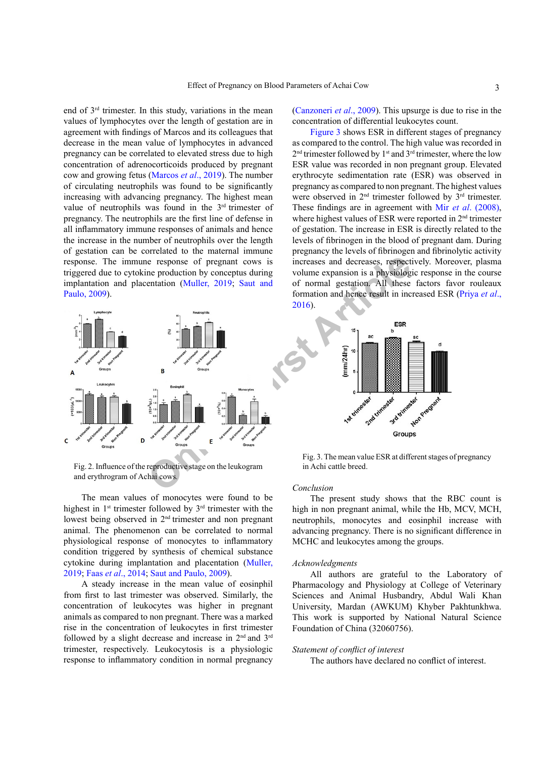end of 3rd trimester. In this study, variations in the mean values of lymphocytes over the length of gestation are in agreement with findings of Marcos and its colleagues that decrease in the mean value of lymphocytes in advanced pregnancy can be correlated to elevated stress due to high concentration of adrenocorticoids produced by pregnant cow and growing fetus (Marcos *et al*., 2019). The number of circulating neutrophils was found to be significantly increasing with advancing pregnancy. The highest mean value of neutrophils was found in the 3rd trimester of pregnancy. The neutrophils are the first line of defense in all inflammatory immune responses of animals and hence the increase in the number of neutrophils over the length of gestation can be correlated to the maternal immune response. The immune response of pregnant cows is triggered due to cytokine production by conceptus during implantation and placentation (Muller, 2019; Saut and Paulo, 2009).

Fig. 2. Influence of the reproductive stage on the leukogram and erythrogram of Achai cows.

The mean values of monocytes were found to be highest in 1st trimester followed by 3rd trimester with the lowest being observed in 2nd trimester and non pregnant animal. The phenomenon can be correlated to normal physiological response of monocytes to inflammatory condition triggered by synthesis of chemical substance cytokine during implantation and placentation (Muller, 2019; Faas *et al*., 2014; Saut and Paulo, 2009).

A steady increase in the mean value of eosinphil from first to last trimester was observed. Similarly, the concentration of leukocytes was higher in pregnant animals as compared to non pregnant. There was a marked rise in the concentration of leukocytes in first trimester followed by a slight decrease and increase in 2nd and 3rd trimester, respectively. Leukocytosis is a physiologic response to inflammatory condition in normal pregnancy (Canzoneri *et al*., 2009). This upsurge is due to rise in the concentration of differential leukocytes count.

Figure 3 shows ESR in different stages of pregnancy as compared to the control. The high value was recorded in 2nd trimester followed by 1st and 3rd trimester, where the low ESR value was recorded in non pregnant group. Elevated erythrocyte sedimentation rate (ESR) was observed in pregnancy as compared to non pregnant. The highest values were observed in 2nd trimester followed by 3rd trimester. These findings are in agreement with Mir *et al*. (2008), where highest values of ESR were reported in 2nd trimester of gestation. The increase in ESR is directly related to the levels of fibrinogen in the blood of pregnant dam. During pregnancy the levels of fibrinogen and fibrinolytic activity increases and decreases, respectively. Moreover, plasma volume expansion is a physiologic response in the course of normal gestation. All these factors favor rouleaux formation and hence result in increased ESR (Priya *et al*., 2016).

Fig. 3. The mean value ESR at different stages of pregnancy in Achi cattle breed.

## Conclusion

The present study shows that the RBC count is high in non pregnant animal, while the Hb, MCV, MCH, neutrophils, monocytes and eosinphil increase with advancing pregnancy. There is no significant difference in MCHC and leukocytes among the groups.

## Acknowledgments

All authors are grateful to the Laboratory of Pharmacology and Physiology at College of Veterinary Sciences and Animal Husbandry, Abdul Wali Khan University, Mardan (AWKUM) Khyber Pakhtunkhwa. This work is supported by National Natural Science Foundation of China (32060756).

## Statement of conflict of interest

The authors have declared no conflict of interest.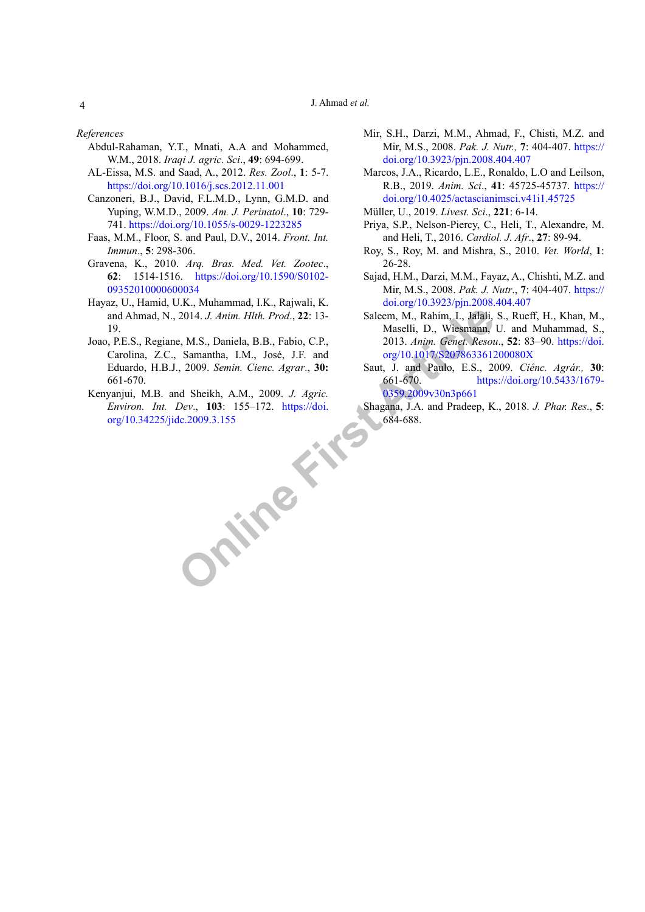*References*

Abdul-Rahaman, Y.T., Mnati, A.A and Mohammed, W.M., 2018. *Iraqi J. agric. Sci*., **49**: 694-699.

AL-Eissa, M.S. and Saad, A., 2012. *Res. Zool*., **1**: 5-7. https://doi.org/10.1016/j.scs.2012.11.001

Canzoneri, B.J., David, F.L.M.D., Lynn, G.M.D. and Yuping, W.M.D., 2009. *Am. J. Perinatol*., **10**: 729-741. https://doi.org/10.1055/s-0029-1223285

Faas, M.M., Floor, S. and Paul, D.V., 2014. *Front. Int. Immun*., **5**: 298-306.

Gravena, K., 2010. *Arq. Bras. Med. Vet. Zootec*., **62**: 1514-1516. https://doi.org/10.1590/S0102-09352010000600034

Hayaz, U., Hamid, U.K., Muhammad, I.K., Rajwali, K. and Ahmad, N., 2014. *J. Anim. Hlth. Prod*., **22**: 13-19.

Joao, P.E.S., Regiane, M.S., Daniela, B.B., Fabio, C.P., Carolina, Z.C., Samantha, I.M., José, J.F. and Eduardo, H.B.J., 2009. *Semin. Cienc. Agrar*., **30:** 661-670.

Kenyanjui, M.B. and Sheikh, A.M., 2009. *J. Agric. Environ. Int. Dev*., **103**: 155–172. https://doi.org/10.34225/jidc.2009.3.155

Mir, S.H., Darzi, M.M., Ahmad, F., Chisti, M.Z. and Mir, M.S., 2008. *Pak. J. Nutr.,* **7**: 404-407. https://doi.org/10.3923/pjn.2008.404.407

Marcos, J.A., Ricardo, L.E., Ronaldo, L.O and Leilson, R.B., 2019. *Anim. Sci*., **41**: 45725-45737. https://doi.org/10.4025/actascianimsci.v41i1.45725

Müller, U., 2019. *Livest. Sci*., **221**: 6-14.

Priya, S.P., Nelson-Piercy, C., Heli, T., Alexandre, M. and Heli, T., 2016. *Cardiol. J. Afr*., **27**: 89-94.

Roy, S., Roy, M. and Mishra, S., 2010. *Vet. World*, **1**: 26-28.

Sajad, H.M., Darzi, M.M., Fayaz, A., Chishti, M.Z. and Mir, M.S., 2008. *Pak. J. Nutr*., **7**: 404-407. https://doi.org/10.3923/pjn.2008.404.407

Saleem, M., Rahim, I., Jalali, S., Rueff, H., Khan, M., Maselli, D., Wiesmann, U. and Muhammad, S., 2013. *Anim. Genet. Resou*., **52**: 83–90. https://doi.org/10.1017/S207863361200080X

Saut, J. and Paulo, E.S., 2009. *Ciênc. Agrár.,* **30**: 661-670. https://doi.org/10.5433/1679-0359.2009v30n3p661

Shagana, J.A. and Pradeep, K., 2018. *J. Phar. Res*., **5**: 684-688.